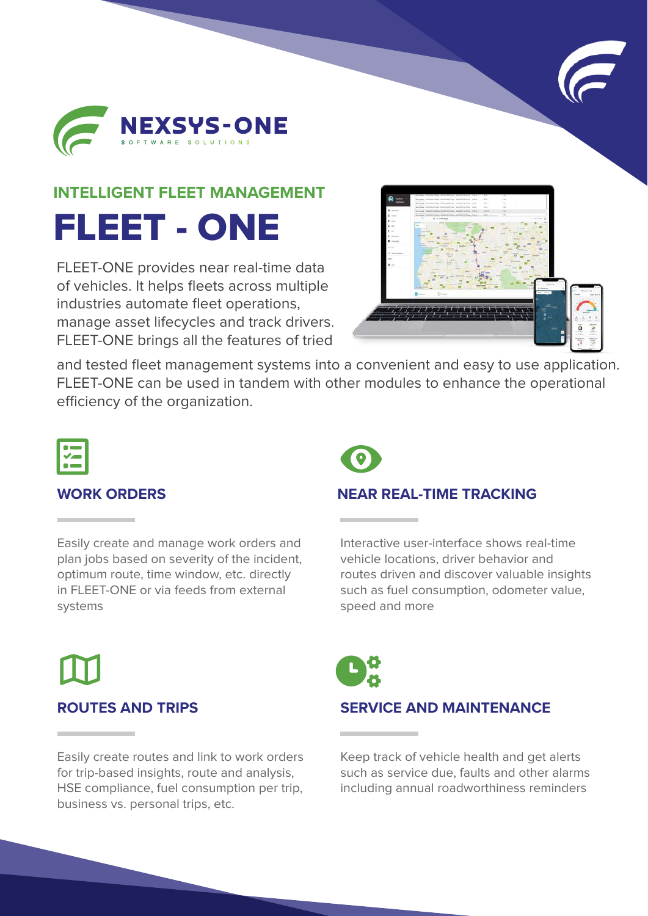NEXSYS-ONE

SOFTWARE SOLUTIONS

## INTELLIGENT FLEET MANAGEMENT

# FLEET - ONE

FLEET-ONE provides near real-time data of vehicles. It helps fleets across multiple industries automate fleet operations, manage asset lifecycles and track drivers. FLEET-ONE brings all the features of tried and tested fleet management systems into a convenient and easy to use application. FLEET-ONE can be used in tandem with other modules to enhance the operational efficiency of the organization.

### WORK ORDERS

Easily create and manage work orders and plan jobs based on severity of the incident, optimum route, time window, etc. directly in FLEET-ONE or via feeds from external systems

### NEAR REAL-TIME TRACKING

Interactive user-interface shows real-time vehicle locations, driver behavior and routes driven and discover valuable insights such as fuel consumption, odometer value, speed and more

### ROUTES AND TRIPS

Easily create routes and link to work orders for trip-based insights, route and analysis, HSE compliance, fuel consumption per trip, business vs. personal trips, etc.

### SERVICE AND MAINTENANCE

Keep track of vehicle health and get alerts such as service due, faults and other alarms including annual roadworthiness reminders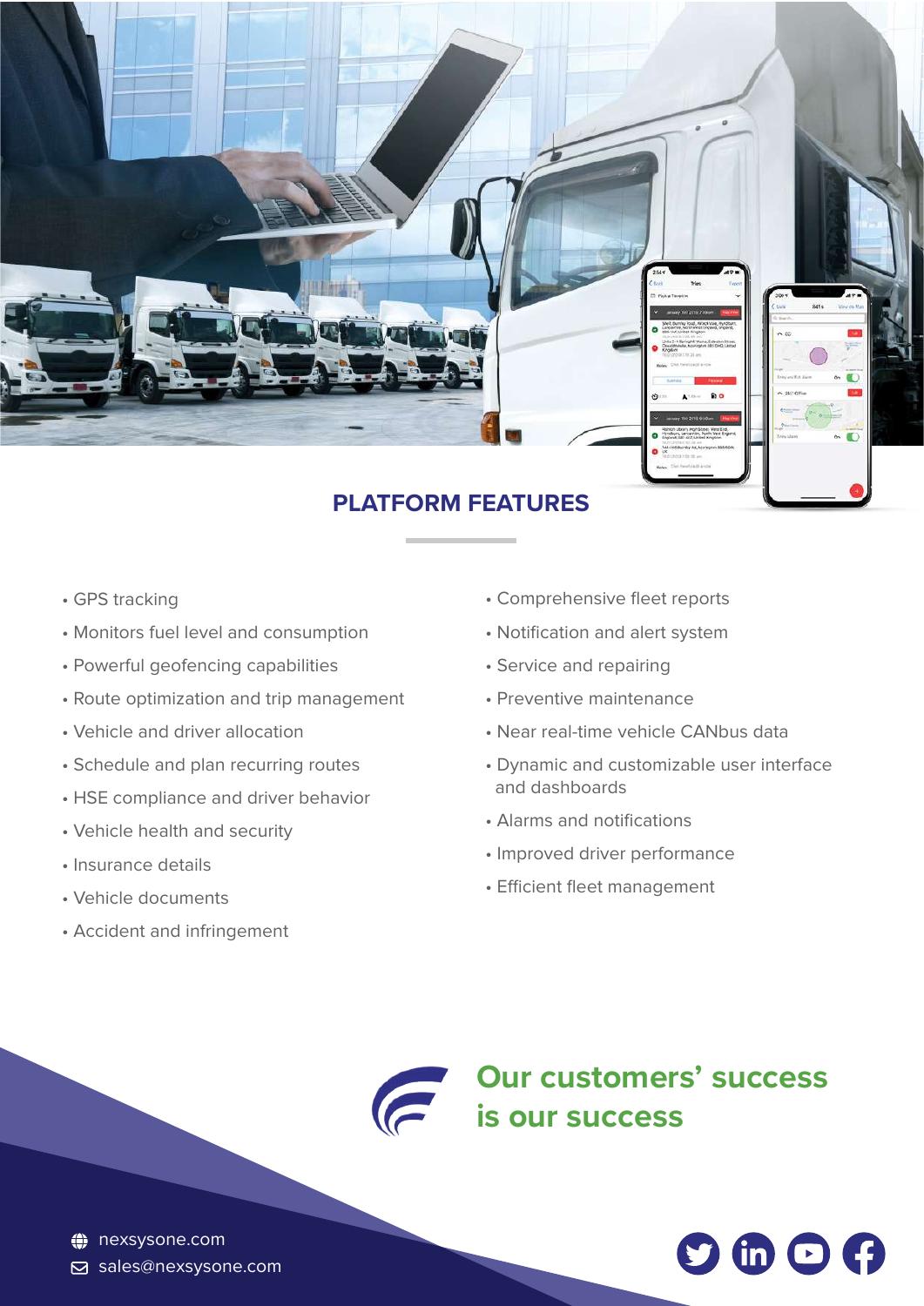## PLATFORM FEATURES

- GPS tracking
- Monitors fuel level and consumption
- Powerful geofencing capabilities
- Route optimization and trip management
- Vehicle and driver allocation
- Schedule and plan recurring routes
- HSE compliance and driver behavior
- Vehicle health and security
- Insurance details
- Vehicle documents
- Accident and infringement
- Comprehensive fleet reports
- Notification and alert system
- Service and repairing
- Preventive maintenance
- Near real-time vehicle CANbus data
- Dynamic and customizable user interface and dashboards
- Alarms and notifications
- Improved driver performance
- Efficient fleet management

**Our customers' success is our success**

nexsysone.com

sales@nexsysone.com